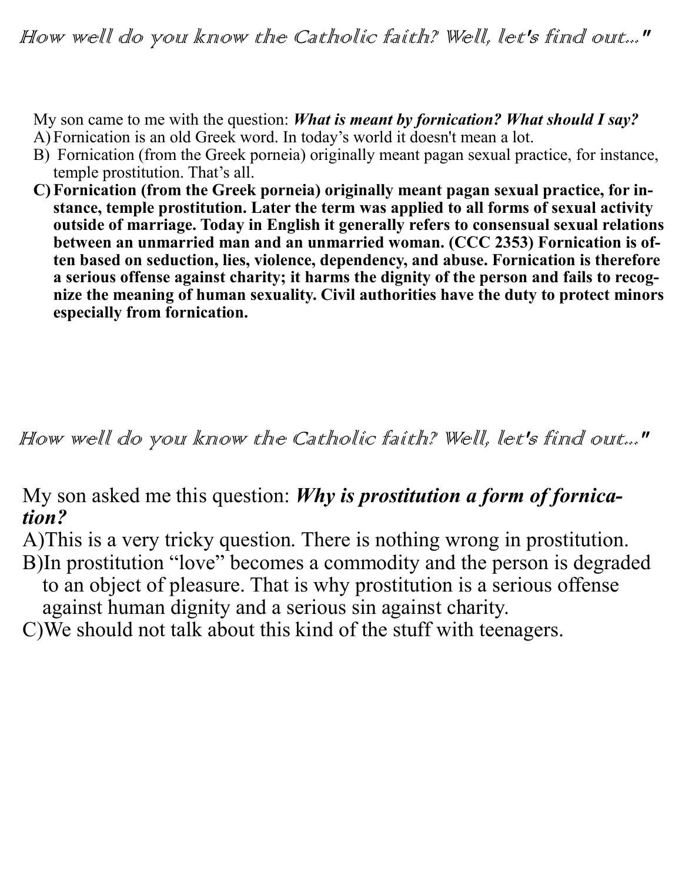*How well do you know the Catholic faith? Well, let's find out..."*

My son came to me with the question: ***What is meant by fornication? What should I say?***

A) Fornication is an old Greek word. In today's world it doesn't mean a lot.

B) Fornication (from the Greek porneia) originally meant pagan sexual practice, for instance, temple prostitution. That's all.

**C) Fornication (from the Greek porneia) originally meant pagan sexual practice, for instance, temple prostitution. Later the term was applied to all forms of sexual activity outside of marriage. Today in English it generally refers to consensual sexual relations between an unmarried man and an unmarried woman. (CCC 2353) Fornication is often based on seduction, lies, violence, dependency, and abuse. Fornication is therefore a serious offense against charity; it harms the dignity of the person and fails to recognize the meaning of human sexuality. Civil authorities have the duty to protect minors especially from fornication.**

*How well do you know the Catholic faith? Well, let's find out..."*

My son asked me this question: ***Why is prostitution a form of fornication?***

A) This is a very tricky question. There is nothing wrong in prostitution.

B) In prostitution "love" becomes a commodity and the person is degraded to an object of pleasure. That is why prostitution is a serious offense against human dignity and a serious sin against charity.

C) We should not talk about this kind of the stuff with teenagers.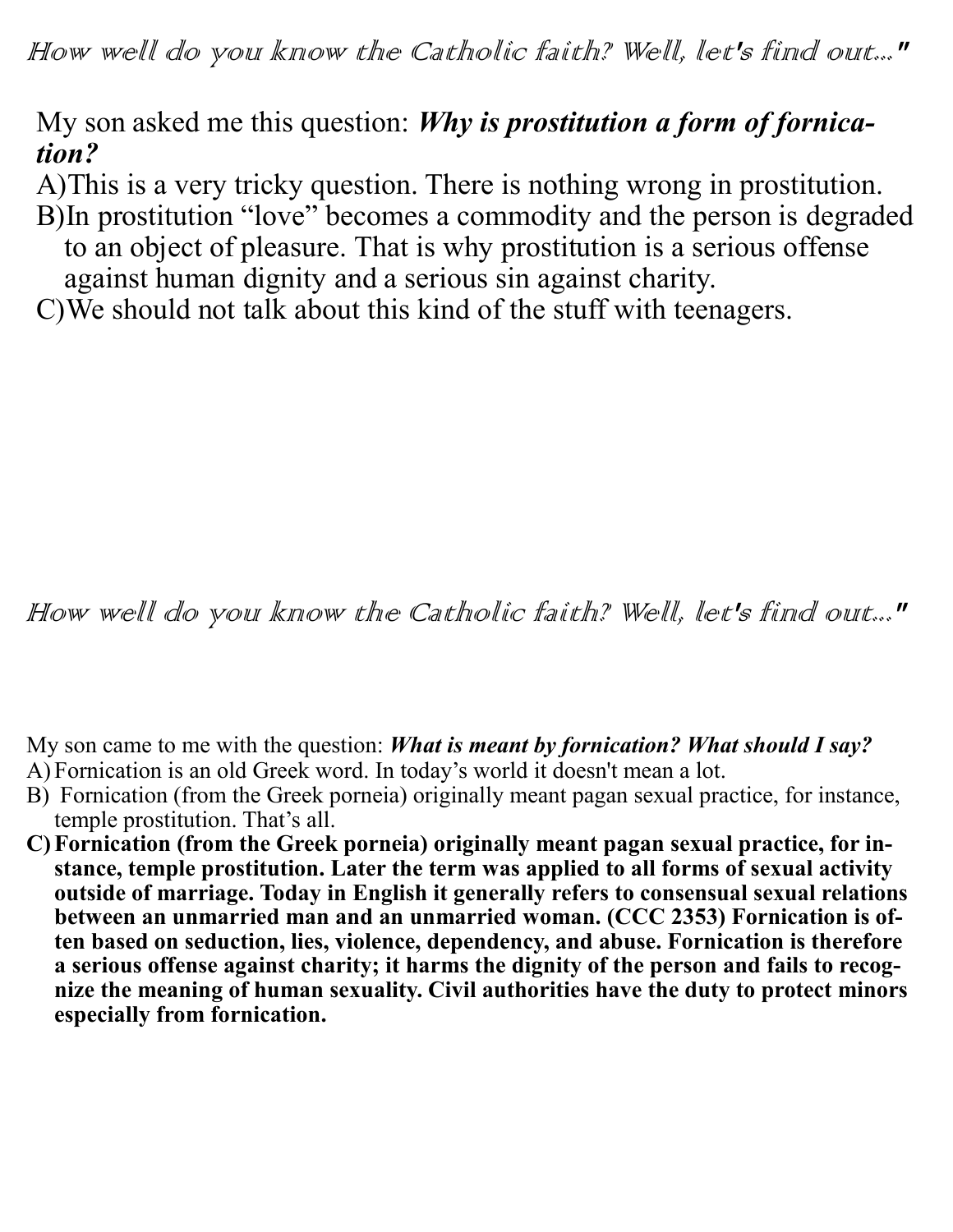*How well do you know the Catholic faith? Well, let's find out..."*

My son asked me this question: ***Why is prostitution a form of fornication?***

A) This is a very tricky question. There is nothing wrong in prostitution.

B) In prostitution "love" becomes a commodity and the person is degraded to an object of pleasure. That is why prostitution is a serious offense against human dignity and a serious sin against charity.

C) We should not talk about this kind of the stuff with teenagers.

*How well do you know the Catholic faith? Well, let's find out..."*

My son came to me with the question: ***What is meant by fornication? What should I say?***

A) Fornication is an old Greek word. In today's world it doesn't mean a lot.

B) Fornication (from the Greek porneia) originally meant pagan sexual practice, for instance, temple prostitution. That's all.

**C) Fornication (from the Greek porneia) originally meant pagan sexual practice, for instance, temple prostitution. Later the term was applied to all forms of sexual activity outside of marriage. Today in English it generally refers to consensual sexual relations between an unmarried man and an unmarried woman. (CCC 2353) Fornication is often based on seduction, lies, violence, dependency, and abuse. Fornication is therefore a serious offense against charity; it harms the dignity of the person and fails to recognize the meaning of human sexuality. Civil authorities have the duty to protect minors especially from fornication.**